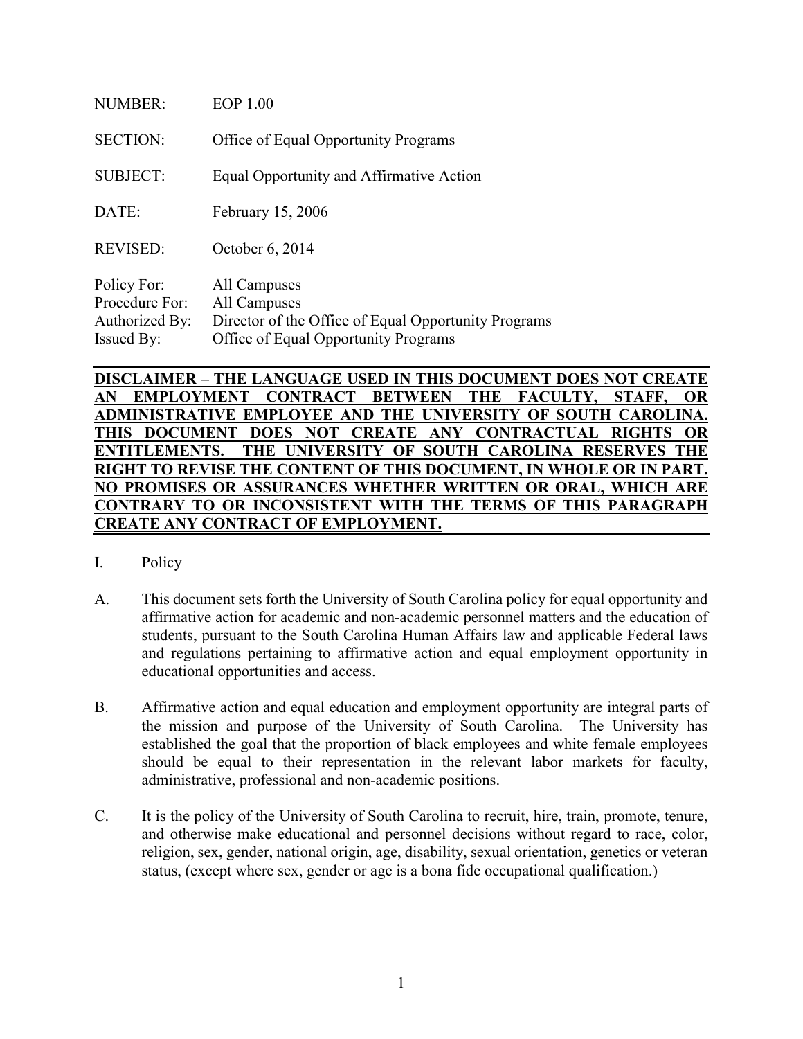| | |
|---|---|
| NUMBER: | EOP 1.00 |
| SECTION: | Office of Equal Opportunity Programs |
| SUBJECT: | Equal Opportunity and Affirmative Action |
| DATE: | February 15, 2006 |
| REVISED: | October 6, 2014 |
| Policy For: | All Campuses |
| Procedure For: | All Campuses |
| Authorized By: | Director of the Office of Equal Opportunity Programs |
| Issued By: | Office of Equal Opportunity Programs |

**DISCLAIMER – THE LANGUAGE USED IN THIS DOCUMENT DOES NOT CREATE AN EMPLOYMENT CONTRACT BETWEEN THE FACULTY, STAFF, OR ADMINISTRATIVE EMPLOYEE AND THE UNIVERSITY OF SOUTH CAROLINA. THIS DOCUMENT DOES NOT CREATE ANY CONTRACTUAL RIGHTS OR ENTITLEMENTS. THE UNIVERSITY OF SOUTH CAROLINA RESERVES THE RIGHT TO REVISE THE CONTENT OF THIS DOCUMENT, IN WHOLE OR IN PART. NO PROMISES OR ASSURANCES WHETHER WRITTEN OR ORAL, WHICH ARE CONTRARY TO OR INCONSISTENT WITH THE TERMS OF THIS PARAGRAPH CREATE ANY CONTRACT OF EMPLOYMENT.**

## I. Policy

A. This document sets forth the University of South Carolina policy for equal opportunity and affirmative action for academic and non-academic personnel matters and the education of students, pursuant to the South Carolina Human Affairs law and applicable Federal laws and regulations pertaining to affirmative action and equal employment opportunity in educational opportunities and access.

B. Affirmative action and equal education and employment opportunity are integral parts of the mission and purpose of the University of South Carolina. The University has established the goal that the proportion of black employees and white female employees should be equal to their representation in the relevant labor markets for faculty, administrative, professional and non-academic positions.

C. It is the policy of the University of South Carolina to recruit, hire, train, promote, tenure, and otherwise make educational and personnel decisions without regard to race, color, religion, sex, gender, national origin, age, disability, sexual orientation, genetics or veteran status, (except where sex, gender or age is a bona fide occupational qualification.)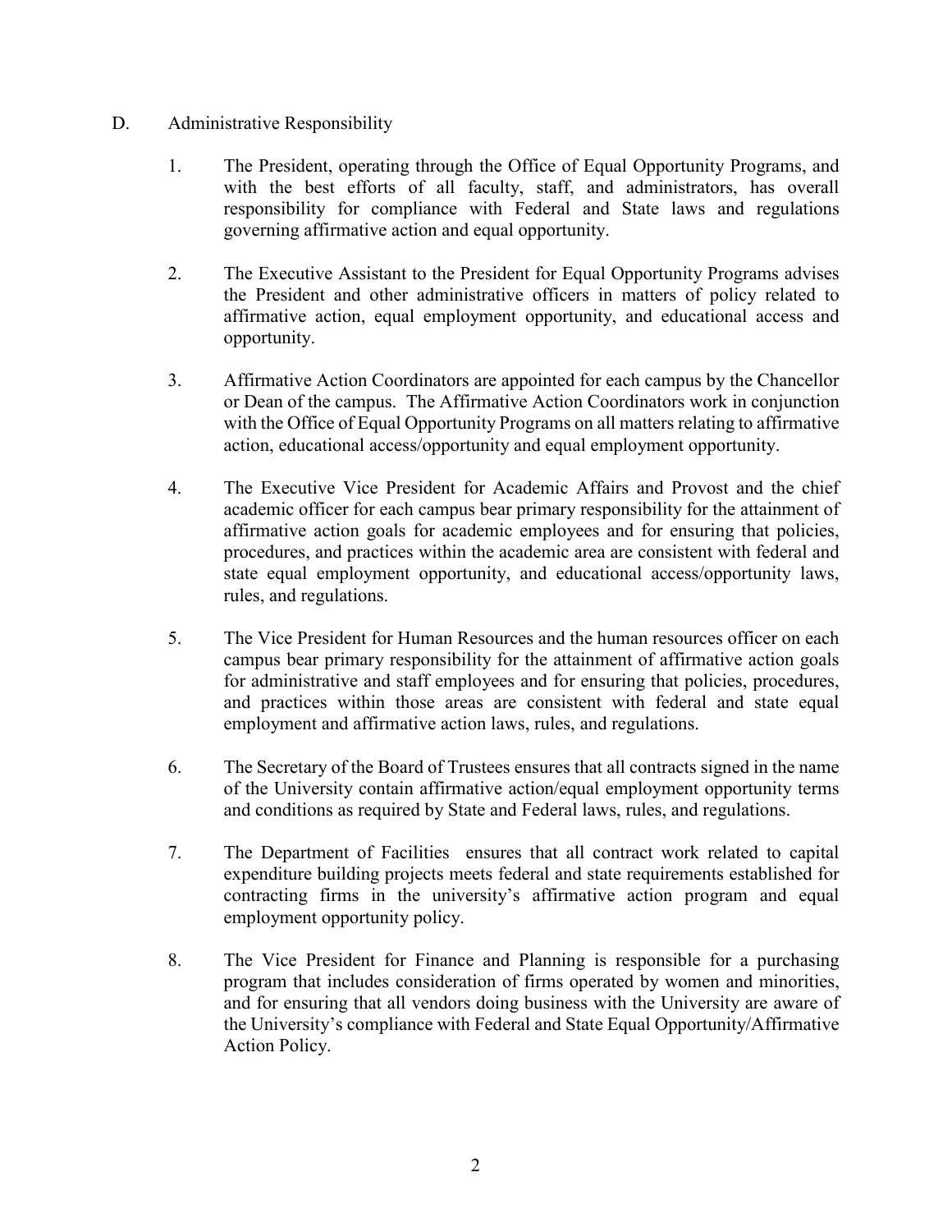D. Administrative Responsibility

1. The President, operating through the Office of Equal Opportunity Programs, and with the best efforts of all faculty, staff, and administrators, has overall responsibility for compliance with Federal and State laws and regulations governing affirmative action and equal opportunity.

2. The Executive Assistant to the President for Equal Opportunity Programs advises the President and other administrative officers in matters of policy related to affirmative action, equal employment opportunity, and educational access and opportunity.

3. Affirmative Action Coordinators are appointed for each campus by the Chancellor or Dean of the campus. The Affirmative Action Coordinators work in conjunction with the Office of Equal Opportunity Programs on all matters relating to affirmative action, educational access/opportunity and equal employment opportunity.

4. The Executive Vice President for Academic Affairs and Provost and the chief academic officer for each campus bear primary responsibility for the attainment of affirmative action goals for academic employees and for ensuring that policies, procedures, and practices within the academic area are consistent with federal and state equal employment opportunity, and educational access/opportunity laws, rules, and regulations.

5. The Vice President for Human Resources and the human resources officer on each campus bear primary responsibility for the attainment of affirmative action goals for administrative and staff employees and for ensuring that policies, procedures, and practices within those areas are consistent with federal and state equal employment and affirmative action laws, rules, and regulations.

6. The Secretary of the Board of Trustees ensures that all contracts signed in the name of the University contain affirmative action/equal employment opportunity terms and conditions as required by State and Federal laws, rules, and regulations.

7. The Department of Facilities ensures that all contract work related to capital expenditure building projects meets federal and state requirements established for contracting firms in the university's affirmative action program and equal employment opportunity policy.

8. The Vice President for Finance and Planning is responsible for a purchasing program that includes consideration of firms operated by women and minorities, and for ensuring that all vendors doing business with the University are aware of the University's compliance with Federal and State Equal Opportunity/Affirmative Action Policy.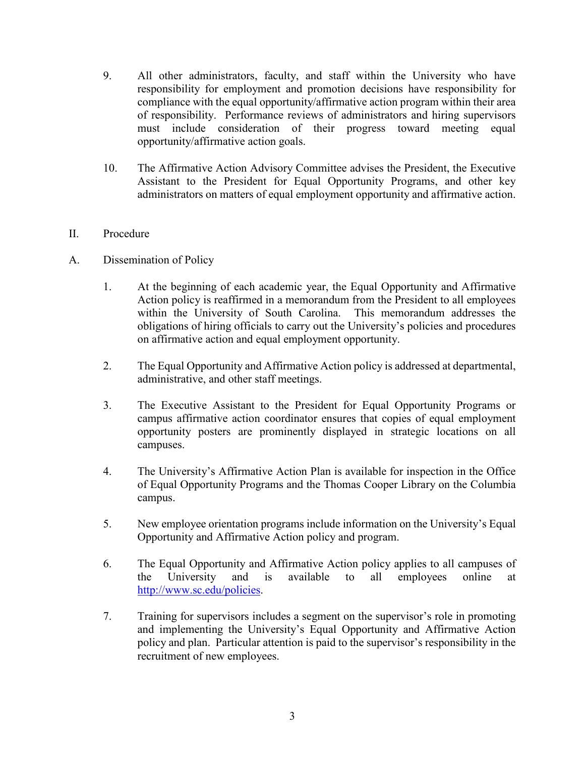9. All other administrators, faculty, and staff within the University who have responsibility for employment and promotion decisions have responsibility for compliance with the equal opportunity/affirmative action program within their area of responsibility. Performance reviews of administrators and hiring supervisors must include consideration of their progress toward meeting equal opportunity/affirmative action goals.

10. The Affirmative Action Advisory Committee advises the President, the Executive Assistant to the President for Equal Opportunity Programs, and other key administrators on matters of equal employment opportunity and affirmative action.

## II. Procedure

### A. Dissemination of Policy

1. At the beginning of each academic year, the Equal Opportunity and Affirmative Action policy is reaffirmed in a memorandum from the President to all employees within the University of South Carolina. This memorandum addresses the obligations of hiring officials to carry out the University's policies and procedures on affirmative action and equal employment opportunity.

2. The Equal Opportunity and Affirmative Action policy is addressed at departmental, administrative, and other staff meetings.

3. The Executive Assistant to the President for Equal Opportunity Programs or campus affirmative action coordinator ensures that copies of equal employment opportunity posters are prominently displayed in strategic locations on all campuses.

4. The University's Affirmative Action Plan is available for inspection in the Office of Equal Opportunity Programs and the Thomas Cooper Library on the Columbia campus.

5. New employee orientation programs include information on the University's Equal Opportunity and Affirmative Action policy and program.

6. The Equal Opportunity and Affirmative Action policy applies to all campuses of the University and is available to all employees online at [http://www.sc.edu/policies](http://www.sc.edu/policies).

7. Training for supervisors includes a segment on the supervisor's role in promoting and implementing the University's Equal Opportunity and Affirmative Action policy and plan. Particular attention is paid to the supervisor's responsibility in the recruitment of new employees.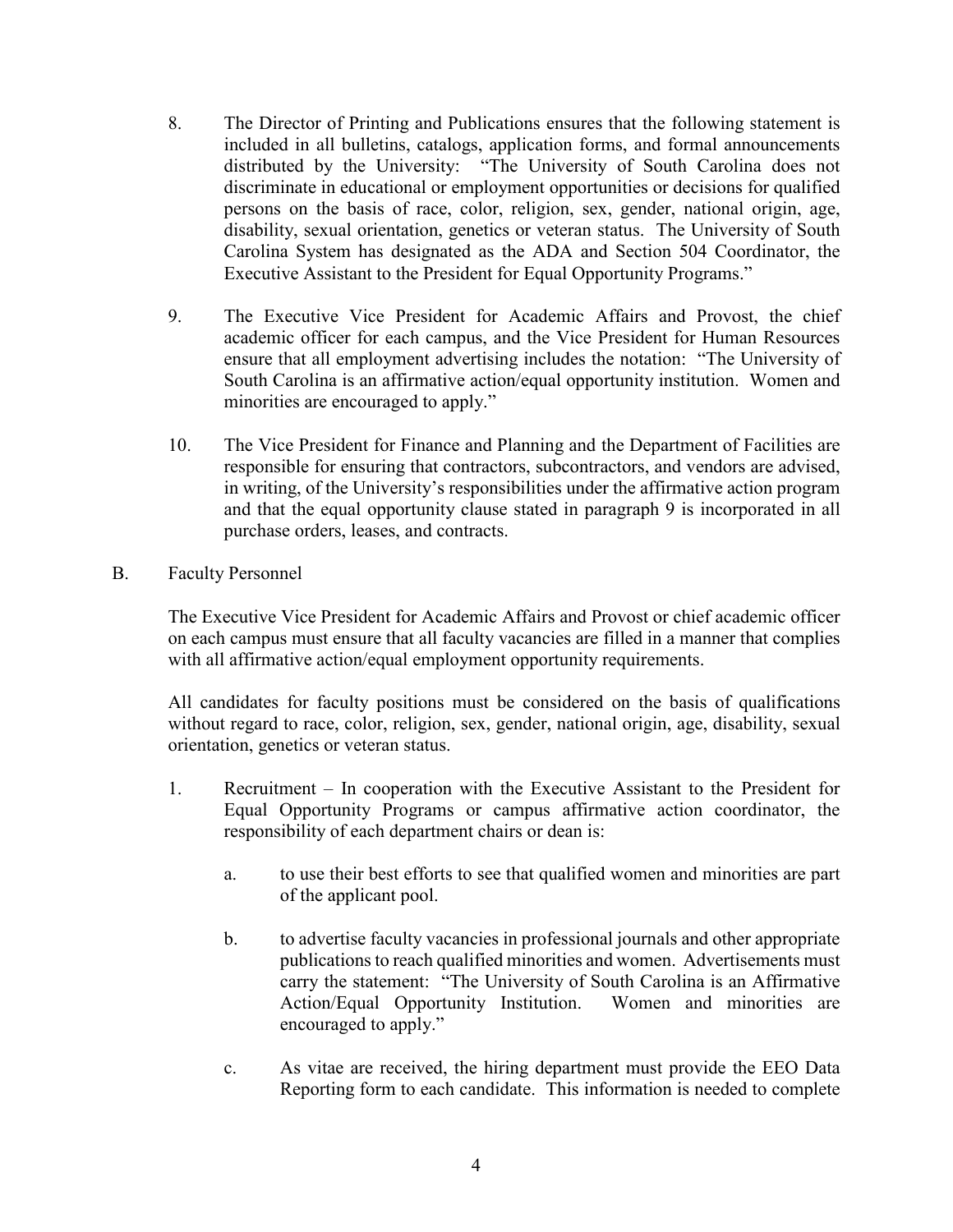8. The Director of Printing and Publications ensures that the following statement is included in all bulletins, catalogs, application forms, and formal announcements distributed by the University: "The University of South Carolina does not discriminate in educational or employment opportunities or decisions for qualified persons on the basis of race, color, religion, sex, gender, national origin, age, disability, sexual orientation, genetics or veteran status. The University of South Carolina System has designated as the ADA and Section 504 Coordinator, the Executive Assistant to the President for Equal Opportunity Programs."

9. The Executive Vice President for Academic Affairs and Provost, the chief academic officer for each campus, and the Vice President for Human Resources ensure that all employment advertising includes the notation: "The University of South Carolina is an affirmative action/equal opportunity institution. Women and minorities are encouraged to apply."

10. The Vice President for Finance and Planning and the Department of Facilities are responsible for ensuring that contractors, subcontractors, and vendors are advised, in writing, of the University's responsibilities under the affirmative action program and that the equal opportunity clause stated in paragraph 9 is incorporated in all purchase orders, leases, and contracts.

B. Faculty Personnel

The Executive Vice President for Academic Affairs and Provost or chief academic officer on each campus must ensure that all faculty vacancies are filled in a manner that complies with all affirmative action/equal employment opportunity requirements.

All candidates for faculty positions must be considered on the basis of qualifications without regard to race, color, religion, sex, gender, national origin, age, disability, sexual orientation, genetics or veteran status.

1. Recruitment – In cooperation with the Executive Assistant to the President for Equal Opportunity Programs or campus affirmative action coordinator, the responsibility of each department chairs or dean is:

   a. to use their best efforts to see that qualified women and minorities are part of the applicant pool.

   b. to advertise faculty vacancies in professional journals and other appropriate publications to reach qualified minorities and women. Advertisements must carry the statement: "The University of South Carolina is an Affirmative Action/Equal Opportunity Institution. Women and minorities are encouraged to apply."

   c. As vitae are received, the hiring department must provide the EEO Data Reporting form to each candidate. This information is needed to complete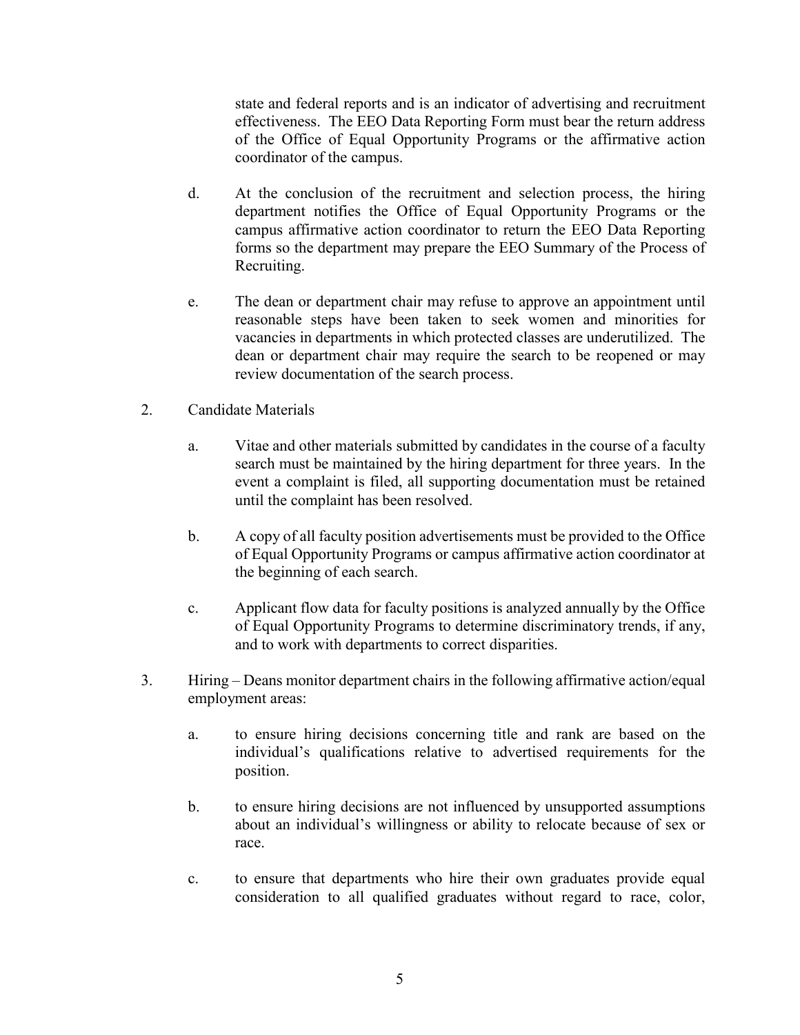state and federal reports and is an indicator of advertising and recruitment effectiveness. The EEO Data Reporting Form must bear the return address of the Office of Equal Opportunity Programs or the affirmative action coordinator of the campus.

d. At the conclusion of the recruitment and selection process, the hiring department notifies the Office of Equal Opportunity Programs or the campus affirmative action coordinator to return the EEO Data Reporting forms so the department may prepare the EEO Summary of the Process of Recruiting.

e. The dean or department chair may refuse to approve an appointment until reasonable steps have been taken to seek women and minorities for vacancies in departments in which protected classes are underutilized. The dean or department chair may require the search to be reopened or may review documentation of the search process.

2. Candidate Materials

   a. Vitae and other materials submitted by candidates in the course of a faculty search must be maintained by the hiring department for three years. In the event a complaint is filed, all supporting documentation must be retained until the complaint has been resolved.

   b. A copy of all faculty position advertisements must be provided to the Office of Equal Opportunity Programs or campus affirmative action coordinator at the beginning of each search.

   c. Applicant flow data for faculty positions is analyzed annually by the Office of Equal Opportunity Programs to determine discriminatory trends, if any, and to work with departments to correct disparities.

3. Hiring – Deans monitor department chairs in the following affirmative action/equal employment areas:

   a. to ensure hiring decisions concerning title and rank are based on the individual's qualifications relative to advertised requirements for the position.

   b. to ensure hiring decisions are not influenced by unsupported assumptions about an individual's willingness or ability to relocate because of sex or race.

   c. to ensure that departments who hire their own graduates provide equal consideration to all qualified graduates without regard to race, color,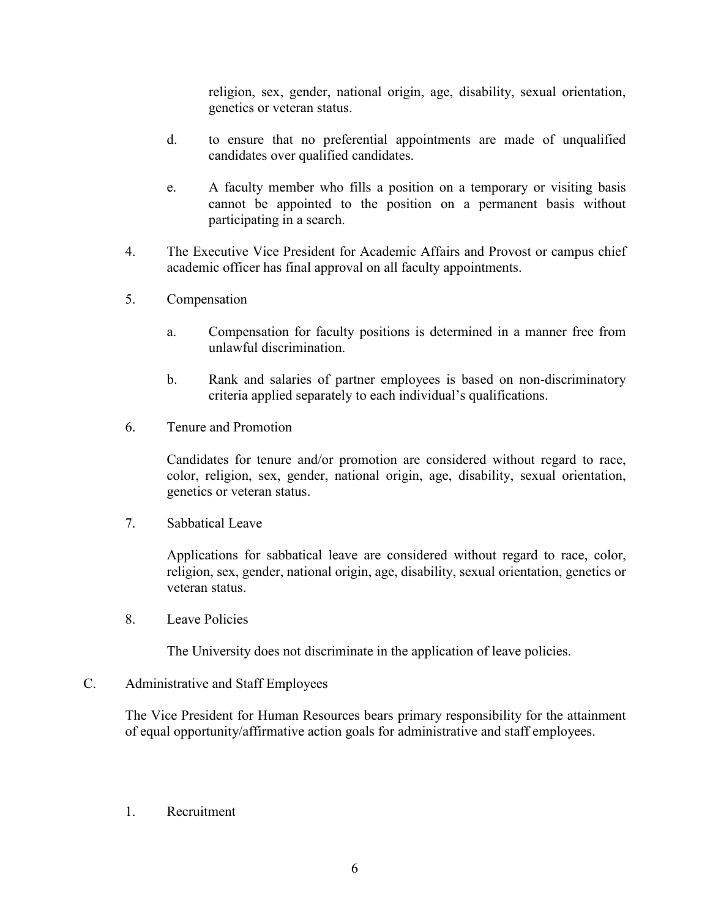religion, sex, gender, national origin, age, disability, sexual orientation, genetics or veteran status.

d. to ensure that no preferential appointments are made of unqualified candidates over qualified candidates.

e. A faculty member who fills a position on a temporary or visiting basis cannot be appointed to the position on a permanent basis without participating in a search.

4. The Executive Vice President for Academic Affairs and Provost or campus chief academic officer has final approval on all faculty appointments.

5. Compensation

   a. Compensation for faculty positions is determined in a manner free from unlawful discrimination.

   b. Rank and salaries of partner employees is based on non-discriminatory criteria applied separately to each individual's qualifications.

6. Tenure and Promotion

   Candidates for tenure and/or promotion are considered without regard to race, color, religion, sex, gender, national origin, age, disability, sexual orientation, genetics or veteran status.

7. Sabbatical Leave

   Applications for sabbatical leave are considered without regard to race, color, religion, sex, gender, national origin, age, disability, sexual orientation, genetics or veteran status.

8. Leave Policies

   The University does not discriminate in the application of leave policies.

C. Administrative and Staff Employees

The Vice President for Human Resources bears primary responsibility for the attainment of equal opportunity/affirmative action goals for administrative and staff employees.

1. Recruitment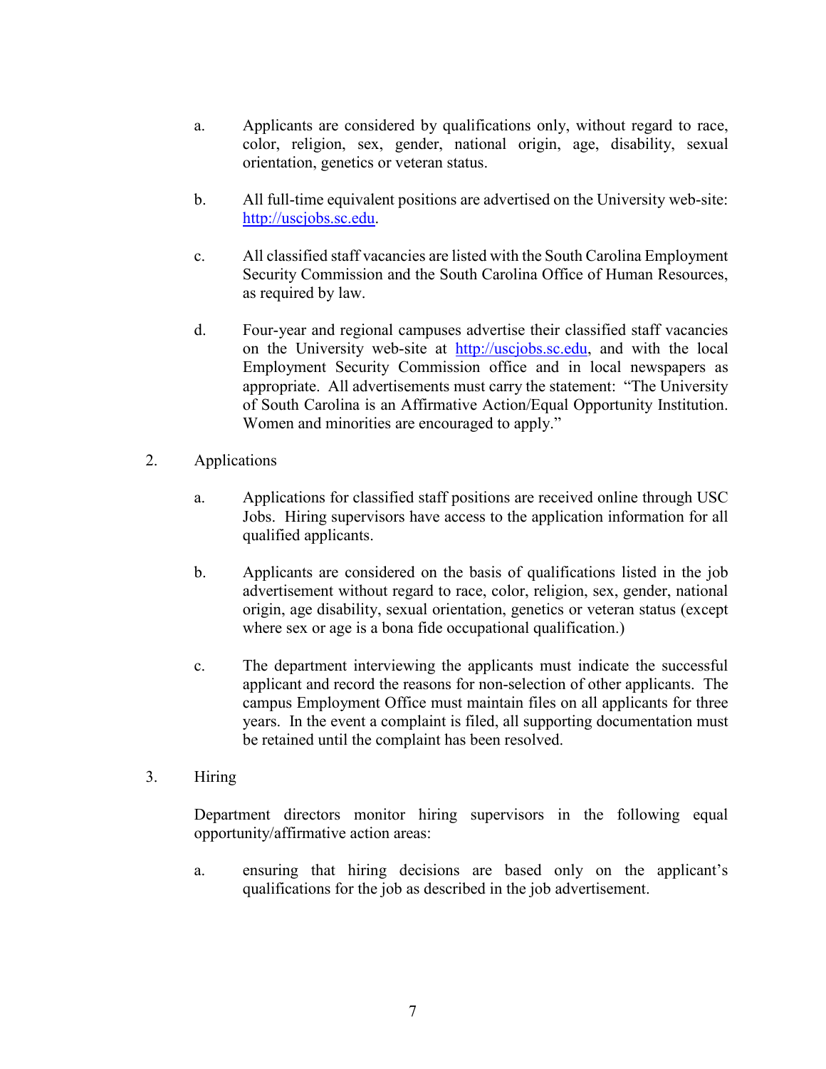a. Applicants are considered by qualifications only, without regard to race, color, religion, sex, gender, national origin, age, disability, sexual orientation, genetics or veteran status.

b. All full-time equivalent positions are advertised on the University web-site: http://uscjobs.sc.edu.

c. All classified staff vacancies are listed with the South Carolina Employment Security Commission and the South Carolina Office of Human Resources, as required by law.

d. Four-year and regional campuses advertise their classified staff vacancies on the University web-site at http://uscjobs.sc.edu, and with the local Employment Security Commission office and in local newspapers as appropriate. All advertisements must carry the statement: "The University of South Carolina is an Affirmative Action/Equal Opportunity Institution. Women and minorities are encouraged to apply."

2. Applications

a. Applications for classified staff positions are received online through USC Jobs. Hiring supervisors have access to the application information for all qualified applicants.

b. Applicants are considered on the basis of qualifications listed in the job advertisement without regard to race, color, religion, sex, gender, national origin, age disability, sexual orientation, genetics or veteran status (except where sex or age is a bona fide occupational qualification.)

c. The department interviewing the applicants must indicate the successful applicant and record the reasons for non-selection of other applicants. The campus Employment Office must maintain files on all applicants for three years. In the event a complaint is filed, all supporting documentation must be retained until the complaint has been resolved.

3. Hiring

Department directors monitor hiring supervisors in the following equal opportunity/affirmative action areas:

a. ensuring that hiring decisions are based only on the applicant's qualifications for the job as described in the job advertisement.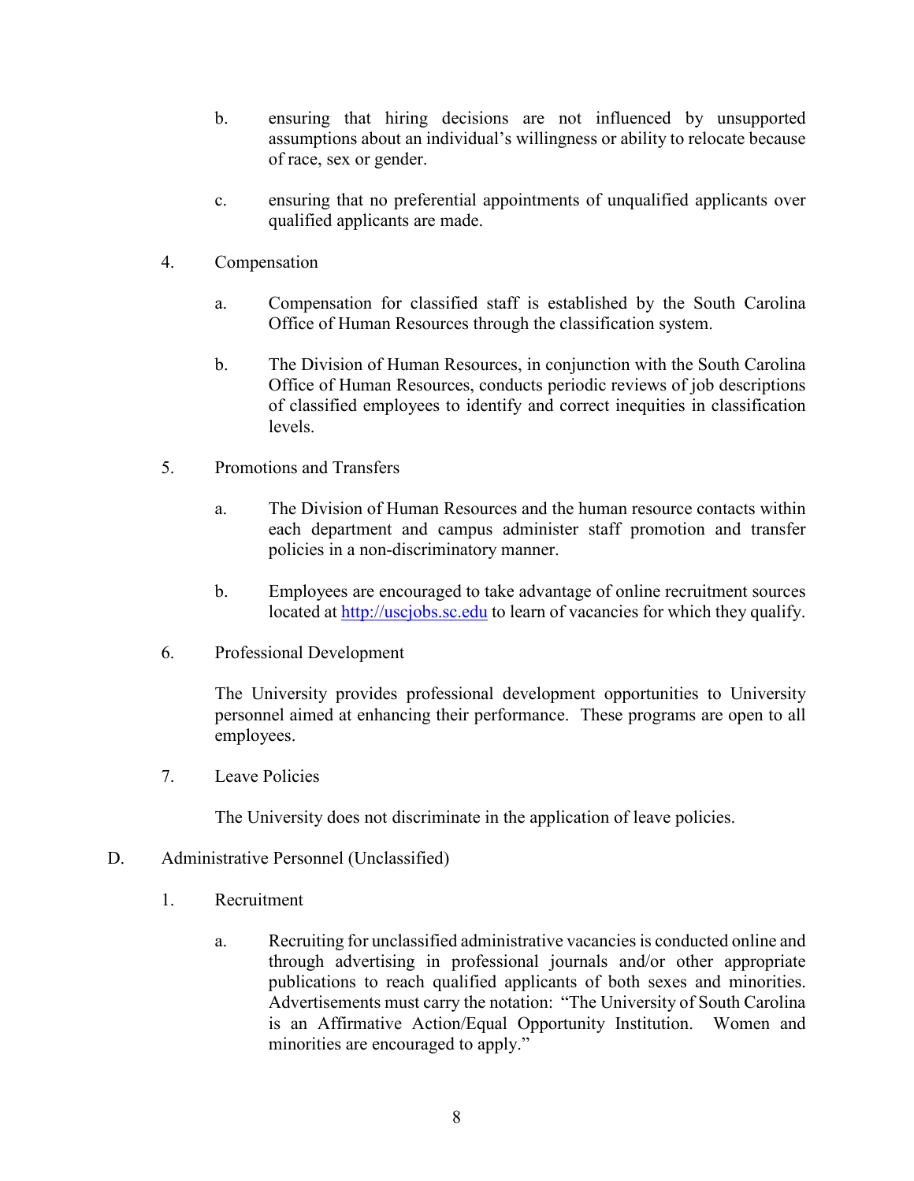b. ensuring that hiring decisions are not influenced by unsupported assumptions about an individual's willingness or ability to relocate because of race, sex or gender.

c. ensuring that no preferential appointments of unqualified applicants over qualified applicants are made.

4. Compensation

   a. Compensation for classified staff is established by the South Carolina Office of Human Resources through the classification system.

   b. The Division of Human Resources, in conjunction with the South Carolina Office of Human Resources, conducts periodic reviews of job descriptions of classified employees to identify and correct inequities in classification levels.

5. Promotions and Transfers

   a. The Division of Human Resources and the human resource contacts within each department and campus administer staff promotion and transfer policies in a non-discriminatory manner.

   b. Employees are encouraged to take advantage of online recruitment sources located at [http://uscjobs.sc.edu](http://uscjobs.sc.edu) to learn of vacancies for which they qualify.

6. Professional Development

   The University provides professional development opportunities to University personnel aimed at enhancing their performance. These programs are open to all employees.

7. Leave Policies

   The University does not discriminate in the application of leave policies.

D. Administrative Personnel (Unclassified)

1. Recruitment

   a. Recruiting for unclassified administrative vacancies is conducted online and through advertising in professional journals and/or other appropriate publications to reach qualified applicants of both sexes and minorities. Advertisements must carry the notation: "The University of South Carolina is an Affirmative Action/Equal Opportunity Institution. Women and minorities are encouraged to apply."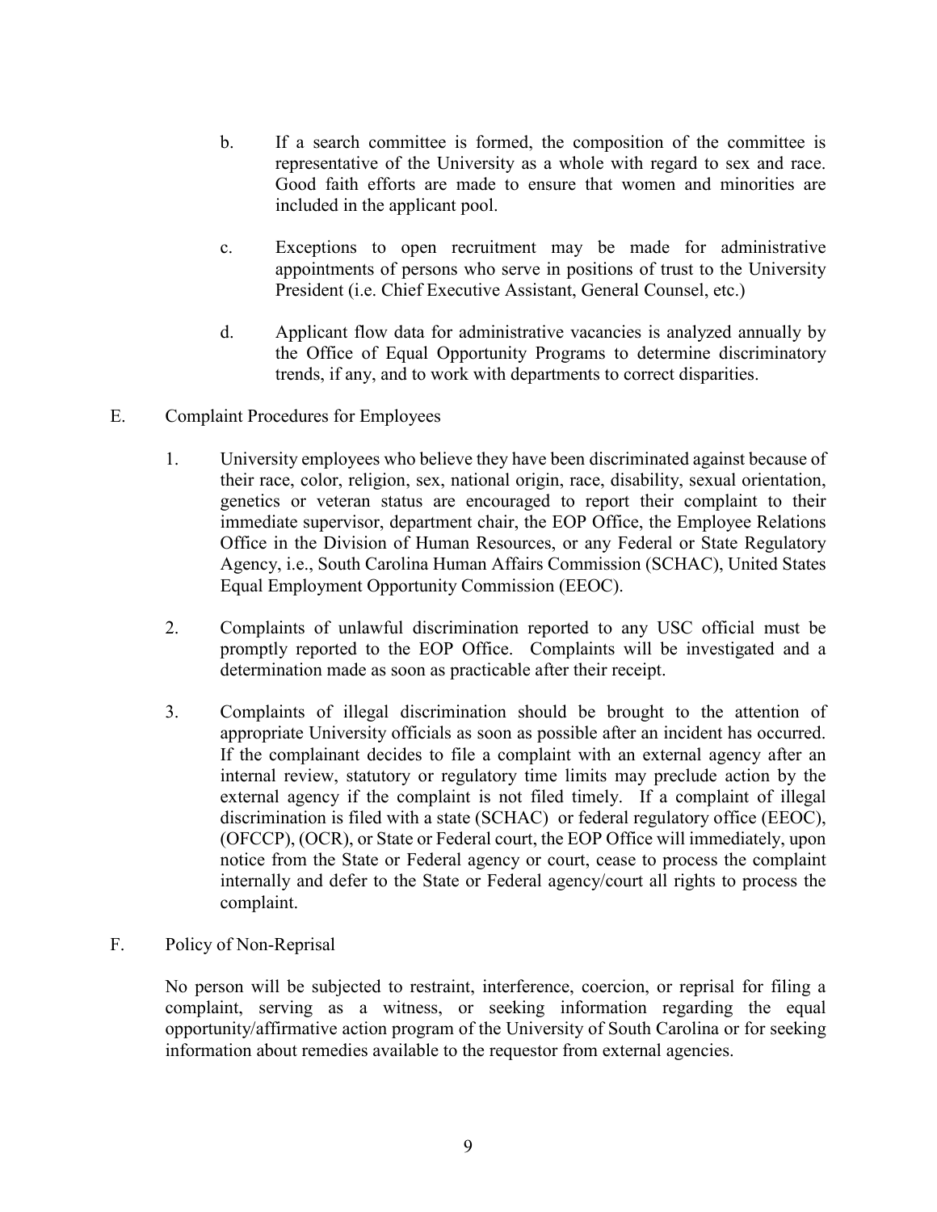b. If a search committee is formed, the composition of the committee is representative of the University as a whole with regard to sex and race. Good faith efforts are made to ensure that women and minorities are included in the applicant pool.

c. Exceptions to open recruitment may be made for administrative appointments of persons who serve in positions of trust to the University President (i.e. Chief Executive Assistant, General Counsel, etc.)

d. Applicant flow data for administrative vacancies is analyzed annually by the Office of Equal Opportunity Programs to determine discriminatory trends, if any, and to work with departments to correct disparities.

E. Complaint Procedures for Employees

1. University employees who believe they have been discriminated against because of their race, color, religion, sex, national origin, race, disability, sexual orientation, genetics or veteran status are encouraged to report their complaint to their immediate supervisor, department chair, the EOP Office, the Employee Relations Office in the Division of Human Resources, or any Federal or State Regulatory Agency, i.e., South Carolina Human Affairs Commission (SCHAC), United States Equal Employment Opportunity Commission (EEOC).

2. Complaints of unlawful discrimination reported to any USC official must be promptly reported to the EOP Office. Complaints will be investigated and a determination made as soon as practicable after their receipt.

3. Complaints of illegal discrimination should be brought to the attention of appropriate University officials as soon as possible after an incident has occurred. If the complainant decides to file a complaint with an external agency after an internal review, statutory or regulatory time limits may preclude action by the external agency if the complaint is not filed timely. If a complaint of illegal discrimination is filed with a state (SCHAC) or federal regulatory office (EEOC), (OFCCP), (OCR), or State or Federal court, the EOP Office will immediately, upon notice from the State or Federal agency or court, cease to process the complaint internally and defer to the State or Federal agency/court all rights to process the complaint.

F. Policy of Non-Reprisal

No person will be subjected to restraint, interference, coercion, or reprisal for filing a complaint, serving as a witness, or seeking information regarding the equal opportunity/affirmative action program of the University of South Carolina or for seeking information about remedies available to the requestor from external agencies.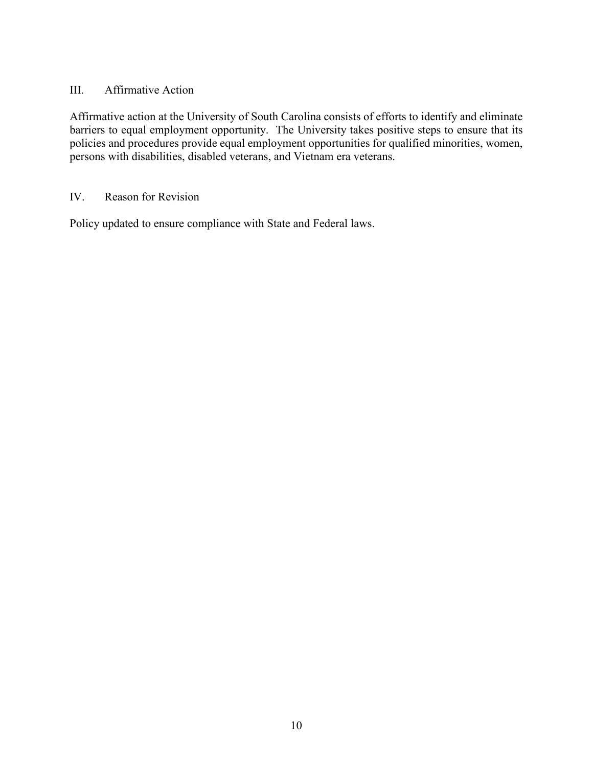## III. Affirmative Action

Affirmative action at the University of South Carolina consists of efforts to identify and eliminate barriers to equal employment opportunity. The University takes positive steps to ensure that its policies and procedures provide equal employment opportunities for qualified minorities, women, persons with disabilities, disabled veterans, and Vietnam era veterans.

## IV. Reason for Revision

Policy updated to ensure compliance with State and Federal laws.